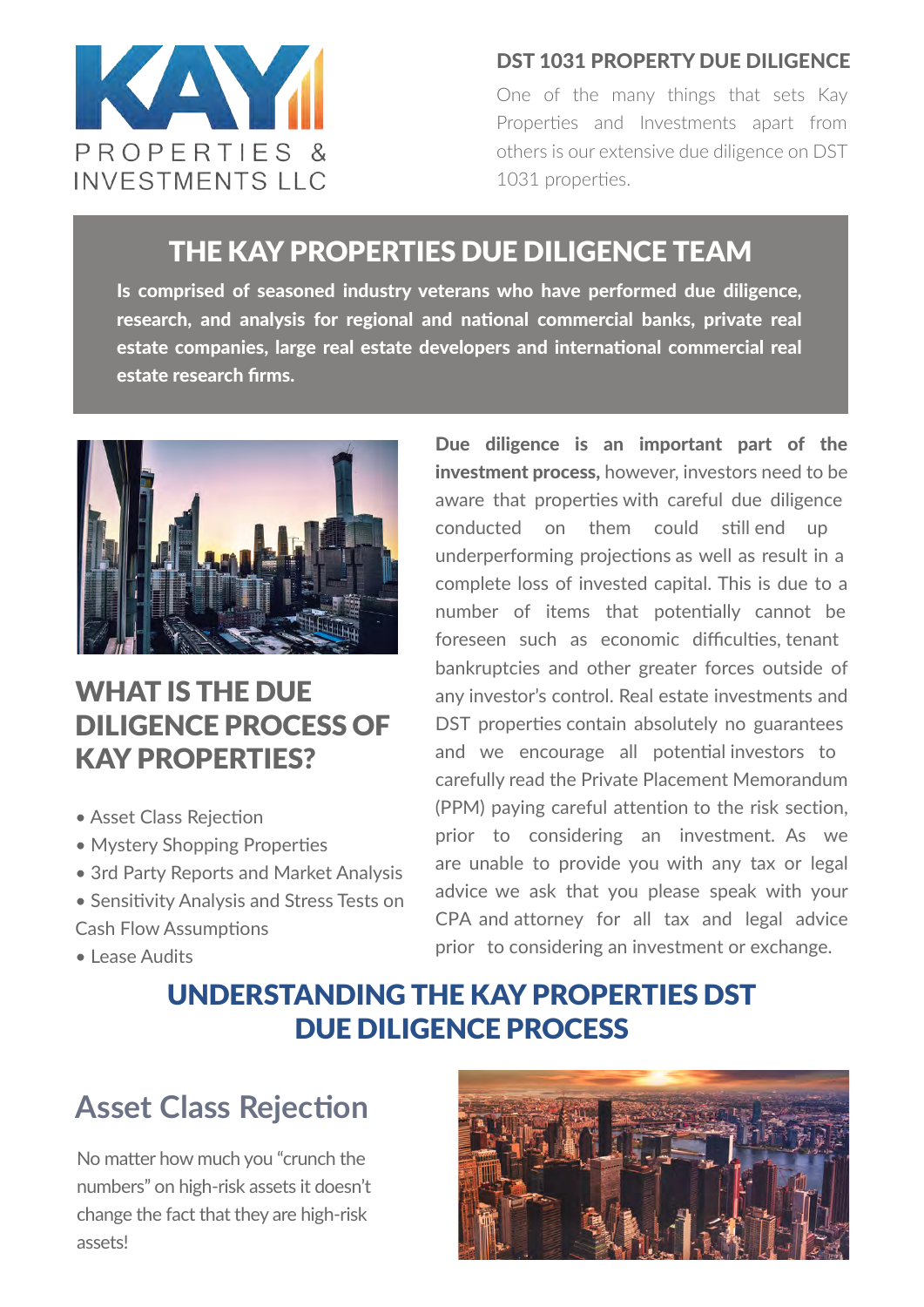KAY PROPERTIES & INVESTMENTS LLC

## DST 1031 PROPERTY DUE DILIGENCE

One of the many things that sets Kay Properties and Investments apart from others is our extensive due diligence on DST 1031 properties.

## THE KAY PROPERTIES DUE DILIGENCE TEAM

**Is comprised of seasoned industry veterans who have performed due diligence, research, and analysis for regional and national commercial banks, private real estate companies, large real estate developers and international commercial real estate research firms.**

## WHAT IS THE DUE DILIGENCE PROCESS OF KAY PROPERTIES?

- Asset Class Rejection
- Mystery Shopping Properties
- 3rd Party Reports and Market Analysis
- Sensitivity Analysis and Stress Tests on Cash Flow Assumptions
- Lease Audits

**Due diligence is an important part of the investment process,** however, investors need to be aware that properties with careful due diligence conducted on them could still end up underperforming projections as well as result in a complete loss of invested capital. This is due to a number of items that potentially cannot be foreseen such as economic difficulties, tenant bankruptcies and other greater forces outside of any investor's control. Real estate investments and DST properties contain absolutely no guarantees and we encourage all potential investors to carefully read the Private Placement Memorandum (PPM) paying careful attention to the risk section, prior to considering an investment. As we are unable to provide you with any tax or legal advice we ask that you please speak with your CPA and attorney for all tax and legal advice prior to considering an investment or exchange.

## UNDERSTANDING THE KAY PROPERTIES DST DUE DILIGENCE PROCESS

### Asset Class Rejection

No matter how much you "crunch the numbers" on high-risk assets it doesn't change the fact that they are high-risk assets!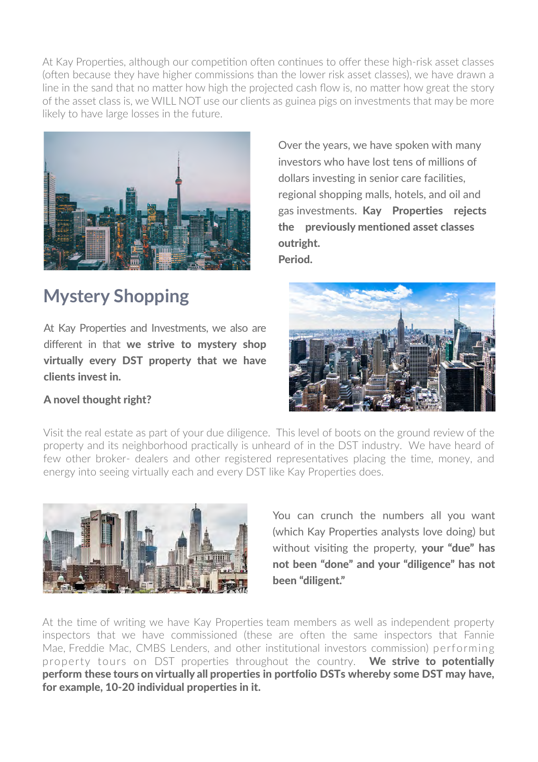At Kay Properties, although our competition often continues to offer these high-risk asset classes (often because they have higher commissions than the lower risk asset classes), we have drawn a line in the sand that no matter how high the projected cash flow is, no matter how great the story of the asset class is, we WILL NOT use our clients as guinea pigs on investments that may be more likely to have large losses in the future.

Over the years, we have spoken with many investors who have lost tens of millions of dollars investing in senior care facilities, regional shopping malls, hotels, and oil and gas investments. **Kay Properties rejects the previously mentioned asset classes outright.**
**Period.**

## Mystery Shopping

At Kay Properties and Investments, we also are different in that **we strive to mystery shop virtually every DST property that we have clients invest in.**

**A novel thought right?**

Visit the real estate as part of your due diligence. This level of boots on the ground review of the property and its neighborhood practically is unheard of in the DST industry. We have heard of few other broker- dealers and other registered representatives placing the time, money, and energy into seeing virtually each and every DST like Kay Properties does.

You can crunch the numbers all you want (which Kay Properties analysts love doing) but without visiting the property, **your "due" has not been "done" and your "diligence" has not been "diligent."**

At the time of writing we have Kay Properties team members as well as independent property inspectors that we have commissioned (these are often the same inspectors that Fannie Mae, Freddie Mac, CMBS Lenders, and other institutional investors commission) performing property tours on DST properties throughout the country. **We strive to potentially perform these tours on virtually all properties in portfolio DSTs whereby some DST may have, for example, 10-20 individual properties in it.**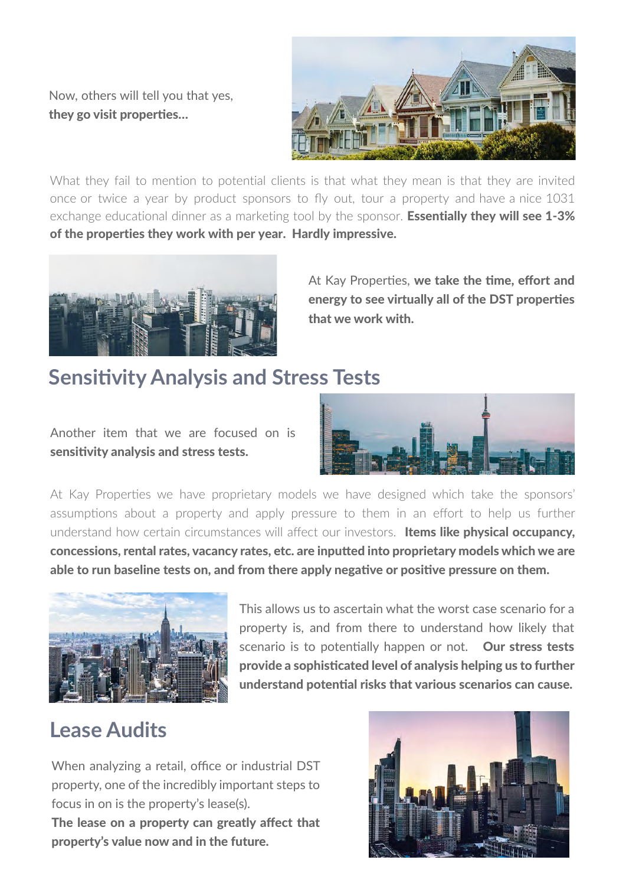Now, others will tell you that yes, **they go visit properties...**

What they fail to mention to potential clients is that what they mean is that they are invited once or twice a year by product sponsors to fly out, tour a property and have a nice 1031 exchange educational dinner as a marketing tool by the sponsor. **Essentially they will see 1-3% of the properties they work with per year. Hardly impressive.**

At Kay Properties, **we take the time, effort and energy to see virtually all of the DST properties that we work with.**

## Sensitivity Analysis and Stress Tests

Another item that we are focused on is **sensitivity analysis and stress tests.**

At Kay Properties we have proprietary models we have designed which take the sponsors' assumptions about a property and apply pressure to them in an effort to help us further understand how certain circumstances will affect our investors. **Items like physical occupancy, concessions, rental rates, vacancy rates, etc. are inputted into proprietary models which we are able to run baseline tests on, and from there apply negative or positive pressure on them.**

This allows us to ascertain what the worst case scenario for a property is, and from there to understand how likely that scenario is to potentially happen or not. **Our stress tests provide a sophisticated level of analysis helping us to further understand potential risks that various scenarios can cause.**

## Lease Audits

When analyzing a retail, office or industrial DST property, one of the incredibly important steps to focus in on is the property's lease(s).
**The lease on a property can greatly affect that property's value now and in the future.**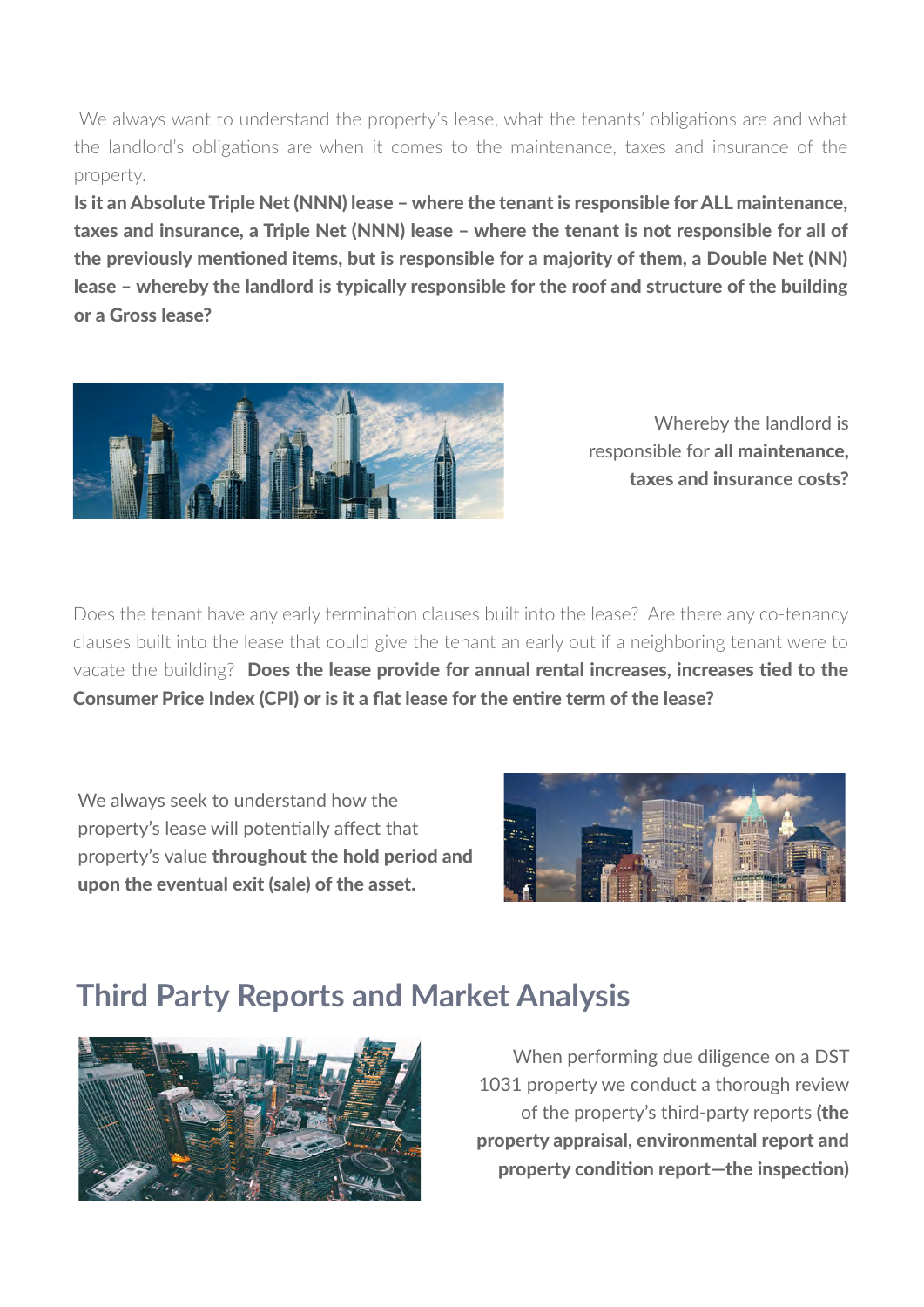We always want to understand the property's lease, what the tenants' obligations are and what the landlord's obligations are when it comes to the maintenance, taxes and insurance of the property.

**Is it an Absolute Triple Net (NNN) lease – where the tenant is responsible for ALL maintenance, taxes and insurance, a Triple Net (NNN) lease – where the tenant is not responsible for all of the previously mentioned items, but is responsible for a majority of them, a Double Net (NN) lease – whereby the landlord is typically responsible for the roof and structure of the building or a Gross lease?**

Whereby the landlord is responsible for **all maintenance, taxes and insurance costs?**

Does the tenant have any early termination clauses built into the lease? Are there any co-tenancy clauses built into the lease that could give the tenant an early out if a neighboring tenant were to vacate the building? **Does the lease provide for annual rental increases, increases tied to the Consumer Price Index (CPI) or is it a flat lease for the entire term of the lease?**

We always seek to understand how the property's lease will potentially affect that property's value **throughout the hold period and upon the eventual exit (sale) of the asset.**

## Third Party Reports and Market Analysis

When performing due diligence on a DST 1031 property we conduct a thorough review of the property's third-party reports **(the property appraisal, environmental report and property condition report—the inspection)**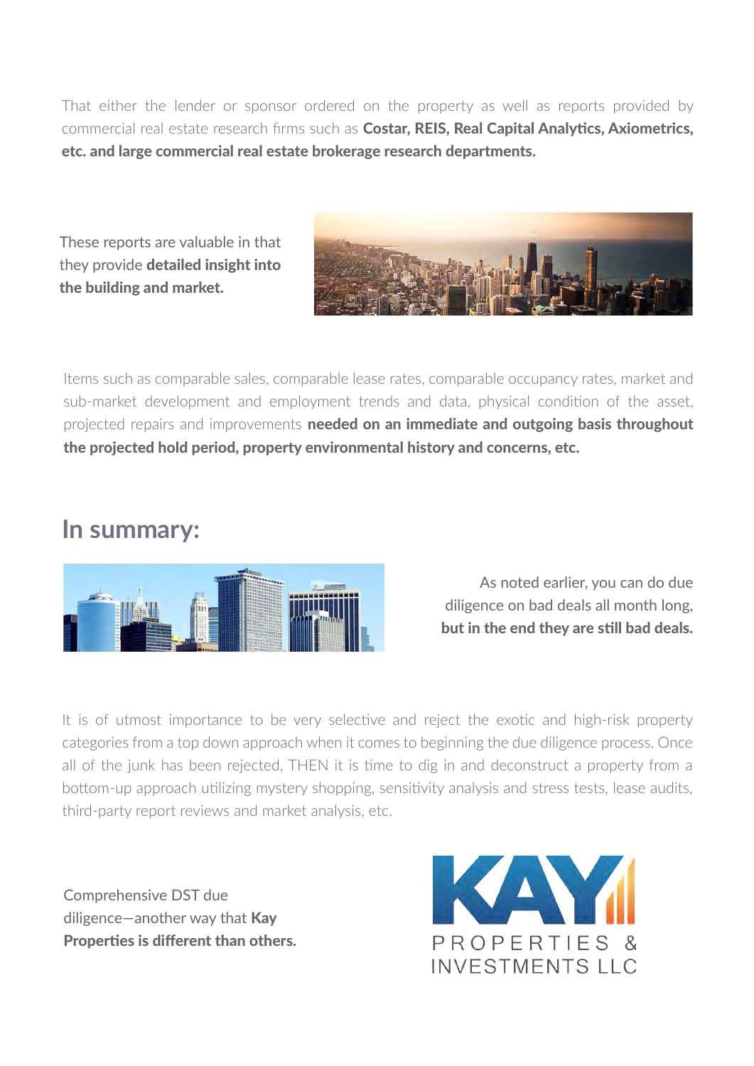That either the lender or sponsor ordered on the property as well as reports provided by commercial real estate research firms such as **Costar, REIS, Real Capital Analytics, Axiometrics, etc. and large commercial real estate brokerage research departments.**

These reports are valuable in that they provide **detailed insight into the building and market.**

Items such as comparable sales, comparable lease rates, comparable occupancy rates, market and sub-market development and employment trends and data, physical condition of the asset, projected repairs and improvements **needed on an immediate and outgoing basis throughout the projected hold period, property environmental history and concerns, etc.**

## In summary:

As noted earlier, you can do due diligence on bad deals all month long, **but in the end they are still bad deals.**

It is of utmost importance to be very selective and reject the exotic and high-risk property categories from a top down approach when it comes to beginning the due diligence process. Once all of the junk has been rejected, THEN it is time to dig in and deconstruct a property from a bottom-up approach utilizing mystery shopping, sensitivity analysis and stress tests, lease audits, third-party report reviews and market analysis, etc.

Comprehensive DST due diligence—another way that **Kay Properties is different than others.**

KAY PROPERTIES & INVESTMENTS LLC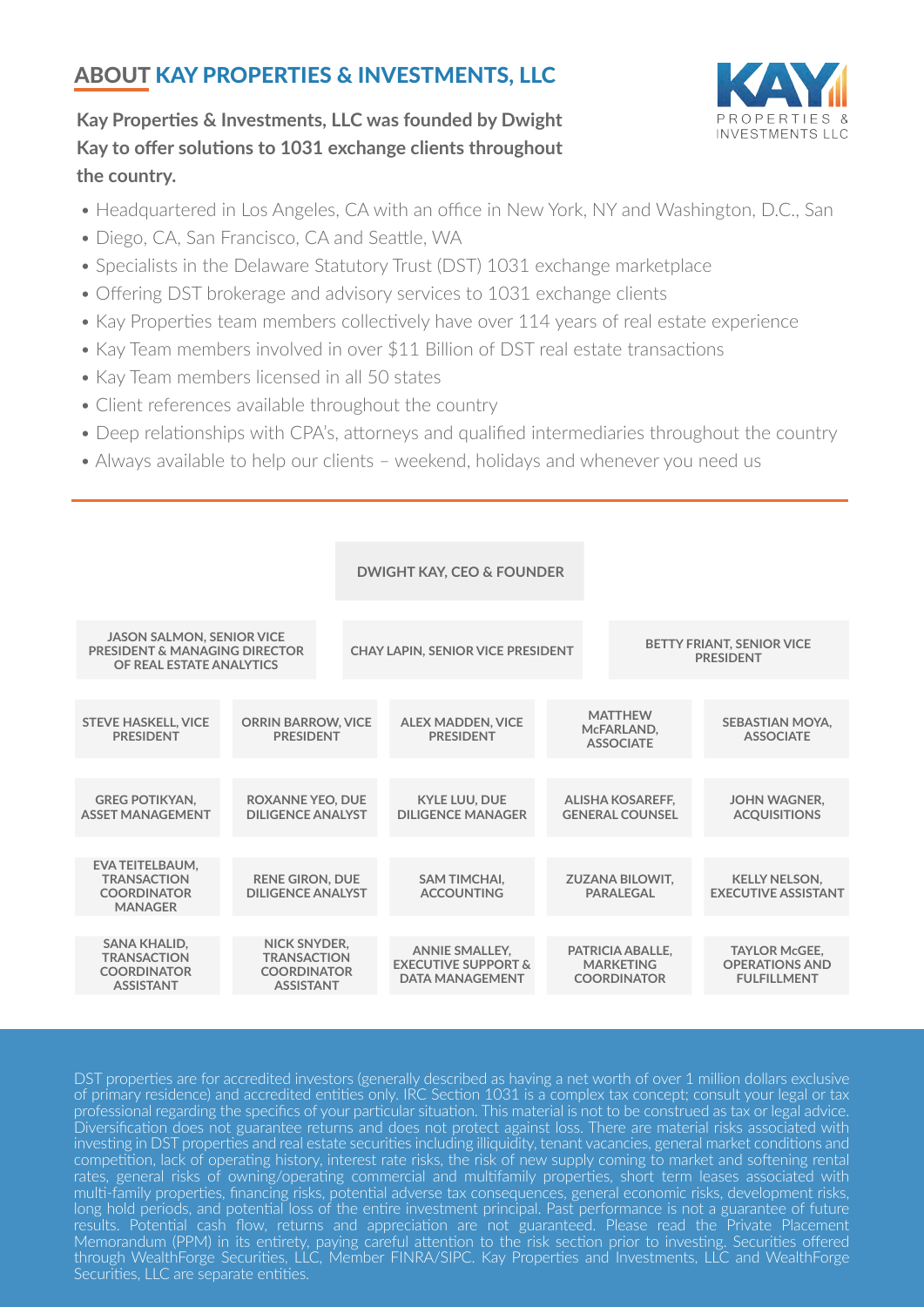## ABOUT KAY PROPERTIES & INVESTMENTS, LLC

**Kay Properties & Investments, LLC was founded by Dwight Kay to offer solutions to 1031 exchange clients throughout the country.**

- Headquartered in Los Angeles, CA with an office in New York, NY and Washington, D.C., San
- Diego, CA, San Francisco, CA and Seattle, WA
- Specialists in the Delaware Statutory Trust (DST) 1031 exchange marketplace
- Offering DST brokerage and advisory services to 1031 exchange clients
- Kay Properties team members collectively have over 114 years of real estate experience
- Kay Team members involved in over $11 Billion of DST real estate transactions
- Kay Team members licensed in all 50 states
- Client references available throughout the country
- Deep relationships with CPA's, attorneys and qualified intermediaries throughout the country
- Always available to help our clients – weekend, holidays and whenever you need us

**DWIGHT KAY, CEO & FOUNDER**

**JASON SALMON, SENIOR VICE PRESIDENT & MANAGING DIRECTOR OF REAL ESTATE ANALYTICS**

**CHAY LAPIN, SENIOR VICE PRESIDENT**

**BETTY FRIANT, SENIOR VICE PRESIDENT**

| | | | | |
|---|---|---|---|---|
| STEVE HASKELL, VICE PRESIDENT | ORRIN BARROW, VICE PRESIDENT | ALEX MADDEN, VICE PRESIDENT | MATTHEW McFARLAND, ASSOCIATE | SEBASTIAN MOYA, ASSOCIATE |
| GREG POTIKYAN, ASSET MANAGEMENT | ROXANNE YEO, DUE DILIGENCE ANALYST | KYLE LUU, DUE DILIGENCE MANAGER | ALISHA KOSAREFF, GENERAL COUNSEL | JOHN WAGNER, ACQUISITIONS |
| EVA TEITELBAUM, TRANSACTION COORDINATOR MANAGER | RENE GIRON, DUE DILIGENCE ANALYST | SAM TIMCHAI, ACCOUNTING | ZUZANA BILOWIT, PARALEGAL | KELLY NELSON, EXECUTIVE ASSISTANT |
| SANA KHALID, TRANSACTION COORDINATOR ASSISTANT | NICK SNYDER, TRANSACTION COORDINATOR ASSISTANT | ANNIE SMALLEY, EXECUTIVE SUPPORT & DATA MANAGEMENT | PATRICIA ABALLE, MARKETING COORDINATOR | TAYLOR McGEE, OPERATIONS AND FULFILLMENT |

DST properties are for accredited investors (generally described as having a net worth of over 1 million dollars exclusive of primary residence) and accredited entities only. IRC Section 1031 is a complex tax concept; consult your legal or tax professional regarding the specifics of your particular situation. This material is not to be construed as tax or legal advice. Diversification does not guarantee returns and does not protect against loss. There are material risks associated with investing in DST properties and real estate securities including illiquidity, tenant vacancies, general market conditions and competition, lack of operating history, interest rate risks, the risk of new supply coming to market and softening rental rates, general risks of owning/operating commercial and multifamily properties, short term leases associated with multi-family properties, financing risks, potential adverse tax consequences, general economic risks, development risks, long hold periods, and potential loss of the entire investment principal. Past performance is not a guarantee of future results. Potential cash flow, returns and appreciation are not guaranteed. Please read the Private Placement Memorandum (PPM) in its entirety, paying careful attention to the risk section prior to investing. Securities offered through WealthForge Securities, LLC, Member FINRA/SIPC. Kay Properties and Investments, LLC and WealthForge Securities, LLC are separate entities.